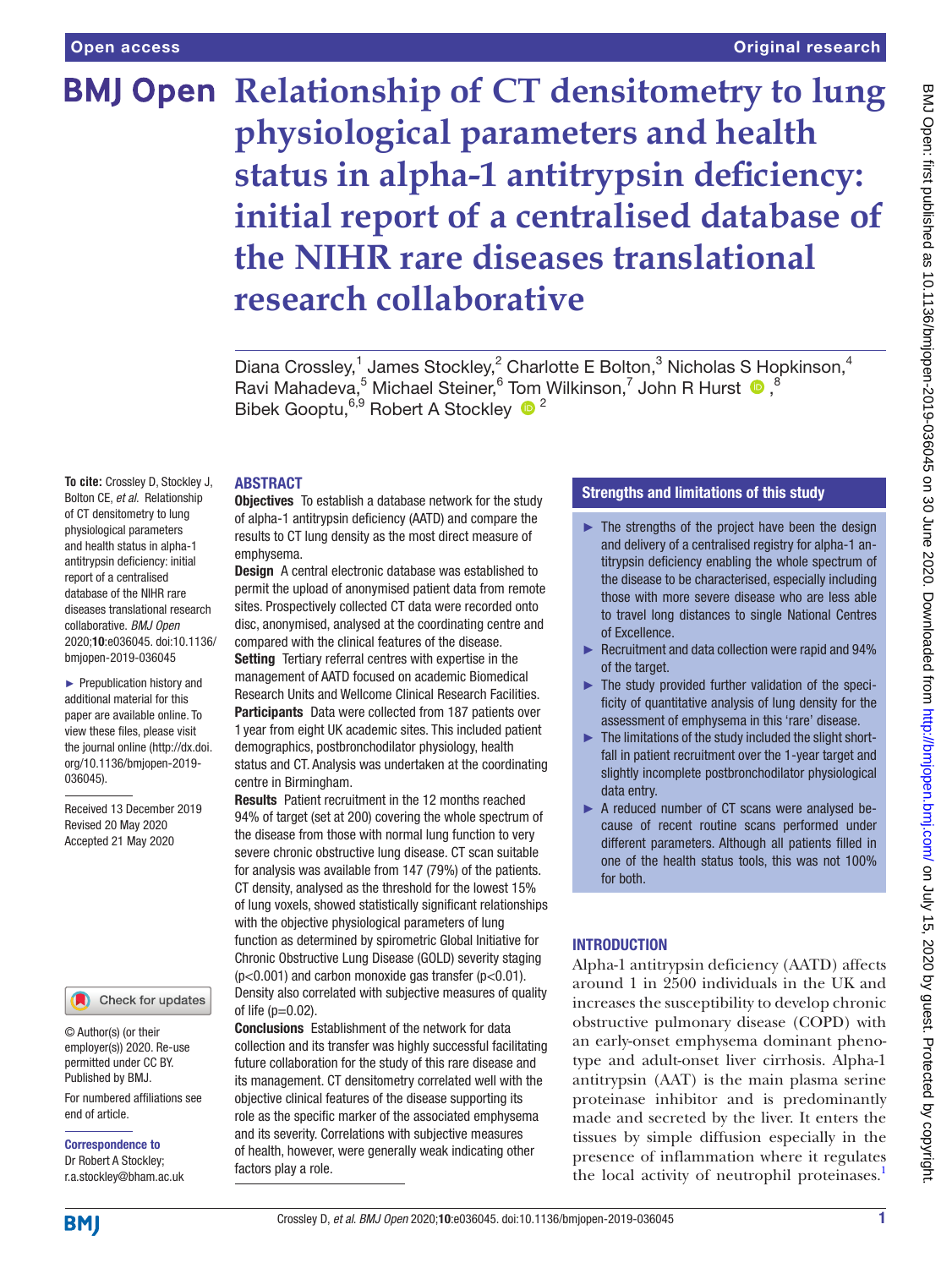# Relationship of CT densitometry to lung physiological parameters and health status in alpha-1 antitrypsin deficiency: initial report of a centralised database of the NIHR rare diseases translational research collaborative

Diana Crossley,[1] James Stockley,[2] Charlotte E Bolton,[3] Nicholas S Hopkinson,[4] Ravi Mahadeva,[5] Michael Steiner,[6] Tom Wilkinson,[7] John R Hurst,[8] Bibek Gooptu,[6,9] Robert A Stockley[2]

**To cite:** Crossley D, Stockley J, Bolton CE, *et al*. Relationship of CT densitometry to lung physiological parameters and health status in alpha-1 antitrypsin deficiency: initial report of a centralised database of the NIHR rare diseases translational research collaborative. *BMJ Open* 2020;**10**:e036045. doi:10.1136/bmjopen-2019-036045

► Prepublication history and additional material for this paper are available online. To view these files, please visit the journal online (http://dx.doi.org/10.1136/bmjopen-2019-036045).

Received 13 December 2019
Revised 20 May 2020
Accepted 21 May 2020

© Author(s) (or their employer(s)) 2020. Re-use permitted under CC BY. Published by BMJ.

For numbered affiliations see end of article.

**Correspondence to**
Dr Robert A Stockley; r.a.stockley@bham.ac.uk

## ABSTRACT

**Objectives** To establish a database network for the study of alpha-1 antitrypsin deficiency (AATD) and compare the results to CT lung density as the most direct measure of emphysema.

**Design** A central electronic database was established to permit the upload of anonymised patient data from remote sites. Prospectively collected CT data were recorded onto disc, anonymised, analysed at the coordinating centre and compared with the clinical features of the disease.

**Setting** Tertiary referral centres with expertise in the management of AATD focused on academic Biomedical Research Units and Wellcome Clinical Research Facilities.

**Participants** Data were collected from 187 patients over 1 year from eight UK academic sites. This included patient demographics, postbronchodilator physiology, health status and CT. Analysis was undertaken at the coordinating centre in Birmingham.

**Results** Patient recruitment in the 12 months reached 94% of target (set at 200) covering the whole spectrum of the disease from those with normal lung function to very severe chronic obstructive lung disease. CT scan suitable for analysis was available from 147 (79%) of the patients. CT density, analysed as the threshold for the lowest 15% of lung voxels, showed statistically significant relationships with the objective physiological parameters of lung function as determined by spirometric Global Initiative for Chronic Obstructive Lung Disease (GOLD) severity staging ($p<0.001$) and carbon monoxide gas transfer ($p<0.01$). Density also correlated with subjective measures of quality of life ($p=0.02$).

**Conclusions** Establishment of the network for data collection and its transfer was highly successful facilitating future collaboration for the study of this rare disease and its management. CT densitometry correlated well with the objective clinical features of the disease supporting its role as the specific marker of the associated emphysema and its severity. Correlations with subjective measures of health, however, were generally weak indicating other factors play a role.

## Strengths and limitations of this study

- The strengths of the project have been the design and delivery of a centralised registry for alpha-1 antitrypsin deficiency enabling the whole spectrum of the disease to be characterised, especially including those with more severe disease who are less able to travel long distances to single National Centres of Excellence.
- Recruitment and data collection were rapid and 94% of the target.
- The study provided further validation of the specificity of quantitative analysis of lung density for the assessment of emphysema in this 'rare' disease.
- The limitations of the study included the slight shortfall in patient recruitment over the 1-year target and slightly incomplete postbronchodilator physiological data entry.
- A reduced number of CT scans were analysed because of recent routine scans performed under different parameters. Although all patients filled in one of the health status tools, this was not 100% for both.

## INTRODUCTION

Alpha-1 antitrypsin deficiency (AATD) affects around 1 in 2500 individuals in the UK and increases the susceptibility to develop chronic obstructive pulmonary disease (COPD) with an early-onset emphysema dominant phenotype and adult-onset liver cirrhosis. Alpha-1 antitrypsin (AAT) is the main plasma serine proteinase inhibitor and is predominantly made and secreted by the liver. It enters the tissues by simple diffusion especially in the presence of inflammation where it regulates the local activity of neutrophil proteinases.[1]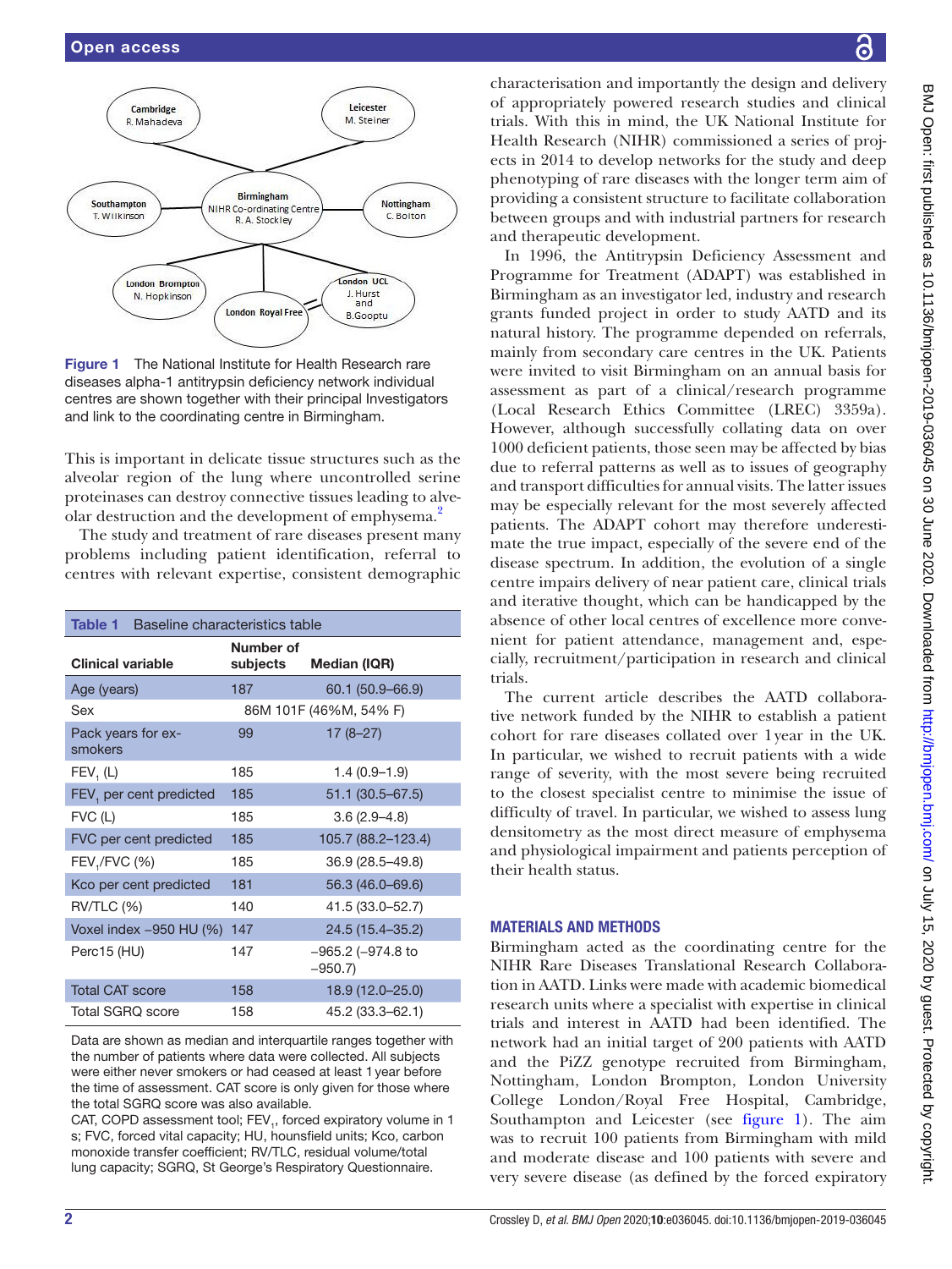Cambridge
R. Mahadeva

Leicester
M. Steiner

Southampton
T. Wilkinson

Birmingham
NIHR Co-ordinating Centre
R. A. Stockley

Nottingham
C. Bolton

London Brompton
N. Hopkinson

London Royal Free

London UCL
J. Hurst and B.Gooptu

**Figure 1** The National Institute for Health Research rare diseases alpha-1 antitrypsin deficiency network individual centres are shown together with their principal Investigators and link to the coordinating centre in Birmingham.

This is important in delicate tissue structures such as the alveolar region of the lung where uncontrolled serine proteinases can destroy connective tissues leading to alveolar destruction and the development of emphysema.[2]

The study and treatment of rare diseases present many problems including patient identification, referral to centres with relevant expertise, consistent demographic characterisation and importantly the design and delivery of appropriately powered research studies and clinical trials. With this in mind, the UK National Institute for Health Research (NIHR) commissioned a series of projects in 2014 to develop networks for the study and deep phenotyping of rare diseases with the longer term aim of providing a consistent structure to facilitate collaboration between groups and with industrial partners for research and therapeutic development.

In 1996, the Antitrypsin Deficiency Assessment and Programme for Treatment (ADAPT) was established in Birmingham as an investigator led, industry and research grants funded project in order to study AATD and its natural history. The programme depended on referrals, mainly from secondary care centres in the UK. Patients were invited to visit Birmingham on an annual basis for assessment as part of a clinical/research programme (Local Research Ethics Committee (LREC) 3359a). However, although successfully collating data on over 1000 deficient patients, those seen may be affected by bias due to referral patterns as well as to issues of geography and transport difficulties for annual visits. The latter issues may be especially relevant for the most severely affected patients. The ADAPT cohort may therefore underestimate the true impact, especially of the severe end of the disease spectrum. In addition, the evolution of a single centre impairs delivery of near patient care, clinical trials and iterative thought, which can be handicapped by the absence of other local centres of excellence more convenient for patient attendance, management and, especially, recruitment/participation in research and clinical trials.

The current article describes the AATD collaborative network funded by the NIHR to establish a patient cohort for rare diseases collated over 1 year in the UK. In particular, we wished to recruit patients with a wide range of severity, with the most severe being recruited to the closest specialist centre to minimise the issue of difficulty of travel. In particular, we wished to assess lung densitometry as the most direct measure of emphysema and physiological impairment and patients perception of their health status.

**Table 1** Baseline characteristics table

| Clinical variable | Number of subjects | Median (IQR) |
|---|---|---|
| Age (years) | 187 | 60.1 (50.9–66.9) |
| Sex | 86M 101F (46%M, 54% F) | |
| Pack years for ex-smokers | 99 | 17 (8–27) |
| $FEV_1$ (L) | 185 | 1.4 (0.9–1.9) |
| $FEV_1$ per cent predicted | 185 | 51.1 (30.5–67.5) |
| FVC (L) | 185 | 3.6 (2.9–4.8) |
| FVC per cent predicted | 185 | 105.7 (88.2–123.4) |
| $FEV_1$/FVC (%) | 185 | 36.9 (28.5–49.8) |
| Kco per cent predicted | 181 | 56.3 (46.0–69.6) |
| RV/TLC (%) | 140 | 41.5 (33.0–52.7) |
| Voxel index −950 HU (%) | 147 | 24.5 (15.4–35.2) |
| Perc15 (HU) | 147 | −965.2 (−974.8 to −950.7) |
| Total CAT score | 158 | 18.9 (12.0–25.0) |
| Total SGRQ score | 158 | 45.2 (33.3–62.1) |

Data are shown as median and interquartile ranges together with the number of patients where data were collected. All subjects were either never smokers or had ceased at least 1 year before the time of assessment. CAT score is only given for those where the total SGRQ score was also available.
CAT, COPD assessment tool; $FEV_1$, forced expiratory volume in 1 s; FVC, forced vital capacity; HU, hounsfield units; Kco, carbon monoxide transfer coefficient; RV/TLC, residual volume/total lung capacity; SGRQ, St George's Respiratory Questionnaire.

## MATERIALS AND METHODS

Birmingham acted as the coordinating centre for the NIHR Rare Diseases Translational Research Collaboration in AATD. Links were made with academic biomedical research units where a specialist with expertise in clinical trials and interest in AATD had been identified. The network had an initial target of 200 patients with AATD and the PiZZ genotype recruited from Birmingham, Nottingham, London Brompton, London University College London/Royal Free Hospital, Cambridge, Southampton and Leicester (see figure 1). The aim was to recruit 100 patients from Birmingham with mild and moderate disease and 100 patients with severe and very severe disease (as defined by the forced expiratory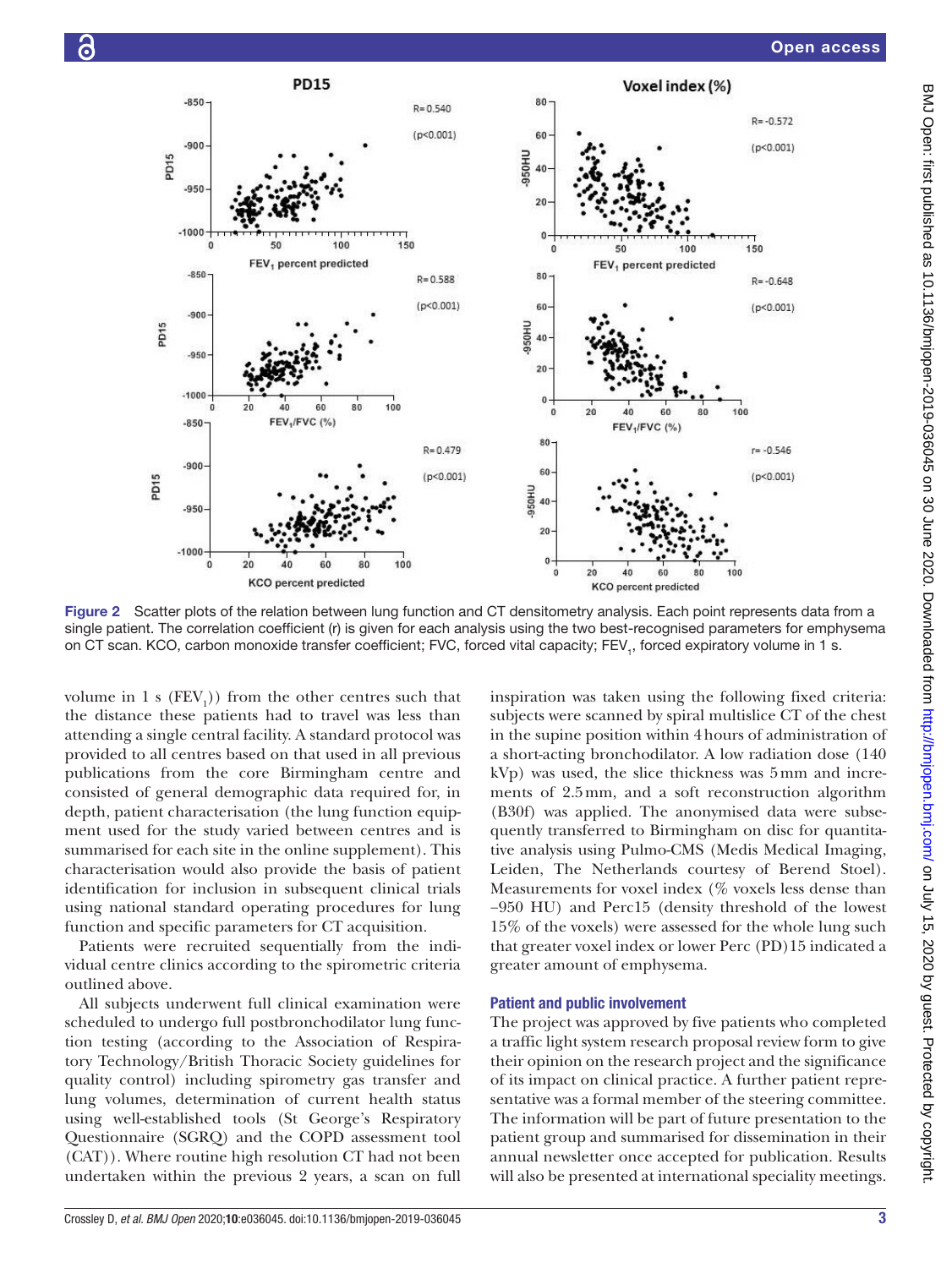Figure 2 Scatter plots of the relation between lung function and CT densitometry analysis. Each point represents data from a single patient. The correlation coefficient (r) is given for each analysis using the two best-recognised parameters for emphysema on CT scan. KCO, carbon monoxide transfer coefficient; FVC, forced vital capacity; $FEV_1$, forced expiratory volume in 1 s.

volume in 1 s ($FEV_1$)) from the other centres such that the distance these patients had to travel was less than attending a single central facility. A standard protocol was provided to all centres based on that used in all previous publications from the core Birmingham centre and consisted of general demographic data required for, in depth, patient characterisation (the lung function equipment used for the study varied between centres and is summarised for each site in the online supplement). This characterisation would also provide the basis of patient identification for inclusion in subsequent clinical trials using national standard operating procedures for lung function and specific parameters for CT acquisition.

Patients were recruited sequentially from the individual centre clinics according to the spirometric criteria outlined above.

All subjects underwent full clinical examination were scheduled to undergo full postbronchodilator lung function testing (according to the Association of Respiratory Technology/British Thoracic Society guidelines for quality control) including spirometry gas transfer and lung volumes, determination of current health status using well-established tools (St George's Respiratory Questionnaire (SGRQ) and the COPD assessment tool (CAT)). Where routine high resolution CT had not been undertaken within the previous 2 years, a scan on full inspiration was taken using the following fixed criteria: subjects were scanned by spiral multislice CT of the chest in the supine position within 4 hours of administration of a short-acting bronchodilator. A low radiation dose (140 kVp) was used, the slice thickness was 5 mm and increments of 2.5 mm, and a soft reconstruction algorithm (B30f) was applied. The anonymised data were subsequently transferred to Birmingham on disc for quantitative analysis using Pulmo-CMS (Medis Medical Imaging, Leiden, The Netherlands courtesy of Berend Stoel). Measurements for voxel index (% voxels less dense than −950 HU) and Perc15 (density threshold of the lowest 15% of the voxels) were assessed for the whole lung such that greater voxel index or lower Perc (PD)15 indicated a greater amount of emphysema.

## Patient and public involvement

The project was approved by five patients who completed a traffic light system research proposal review form to give their opinion on the research project and the significance of its impact on clinical practice. A further patient representative was a formal member of the steering committee. The information will be part of future presentation to the patient group and summarised for dissemination in their annual newsletter once accepted for publication. Results will also be presented at international speciality meetings.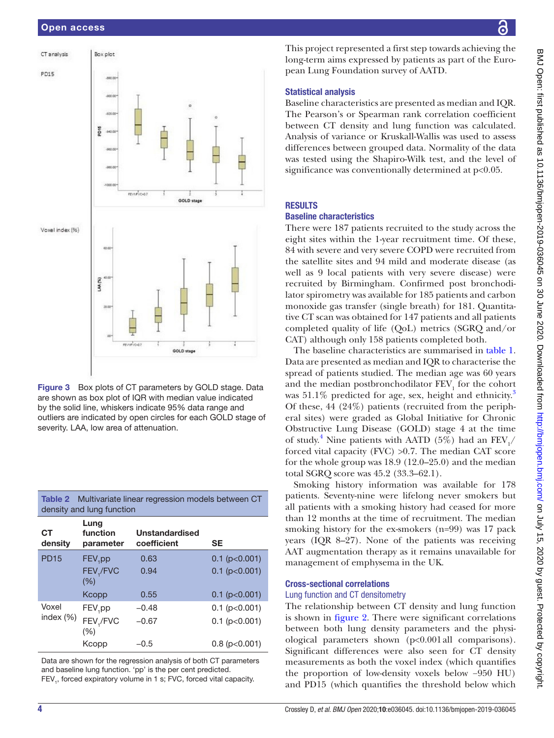Figure 3 Box plots of CT parameters by GOLD stage. Data are shown as box plot of IQR with median value indicated by the solid line, whiskers indicate 95% data range and outliers are indicated by open circles for each GOLD stage of severity. LAA, low area of attenuation.

Table 2 Multivariate linear regression models between CT density and lung function

| CT density | Lung function parameter | Unstandardised coefficient | SE |
|---|---|---|---|
| PD15 | $FEV_1$pp | 0.63 | 0.1 (p<0.001) |
| | $FEV_1$/FVC (%) | 0.94 | 0.1 (p<0.001) |
| | Kcopp | 0.55 | 0.1 (p<0.001) |
| Voxel index (%) | $FEV_1$pp | −0.48 | 0.1 (p<0.001) |
| | $FEV_1$/FVC (%) | −0.67 | 0.1 (p<0.001) |
| | Kcopp | −0.5 | 0.8 (p<0.001) |

Data are shown for the regression analysis of both CT parameters and baseline lung function. 'pp' is the per cent predicted. $FEV_1$, forced expiratory volume in 1 s; FVC, forced vital capacity.

This project represented a first step towards achieving the long-term aims expressed by patients as part of the European Lung Foundation survey of AATD.

### Statistical analysis

Baseline characteristics are presented as median and IQR. The Pearson's or Spearman rank correlation coefficient between CT density and lung function was calculated. Analysis of variance or Kruskall-Wallis was used to assess differences between grouped data. Normality of the data was tested using the Shapiro-Wilk test, and the level of significance was conventionally determined at p<0.05.

## RESULTS

### Baseline characteristics

There were 187 patients recruited to the study across the eight sites within the 1-year recruitment time. Of these, 84 with severe and very severe COPD were recruited from the satellite sites and 94 mild and moderate disease (as well as 9 local patients with very severe disease) were recruited by Birmingham. Confirmed post bronchodilator spirometry was available for 185 patients and carbon monoxide gas transfer (single breath) for 181. Quantitative CT scan was obtained for 147 patients and all patients completed quality of life (QoL) metrics (SGRQ and/or CAT) although only 158 patients completed both.

The baseline characteristics are summarised in table 1. Data are presented as median and IQR to characterise the spread of patients studied. The median age was 60 years and the median postbronchodilator $FEV_1$ for the cohort was 51.1% predicted for age, sex, height and ethnicity.[3] Of these, 44 (24%) patients (recruited from the peripheral sites) were graded as Global Initiative for Chronic Obstructive Lung Disease (GOLD) stage 4 at the time of study.[4] Nine patients with AATD (5%) had an $FEV_1$/forced vital capacity (FVC) >0.7. The median CAT score for the whole group was 18.9 (12.0–25.0) and the median total SGRQ score was 45.2 (33.3–62.1).

Smoking history information was available for 178 patients. Seventy-nine were lifelong never smokers but all patients with a smoking history had ceased for more than 12 months at the time of recruitment. The median smoking history for the ex-smokers (n=99) was 17 pack years (IQR 8–27). None of the patients was receiving AAT augmentation therapy as it remains unavailable for management of emphysema in the UK.

### Cross-sectional correlations

#### Lung function and CT densitometry

The relationship between CT density and lung function is shown in figure 2. There were significant correlations between both lung density parameters and the physiological parameters shown (p<0.001 all comparisons). Significant differences were also seen for CT density measurements as both the voxel index (which quantifies the proportion of low-density voxels below −950 HU) and PD15 (which quantifies the threshold below which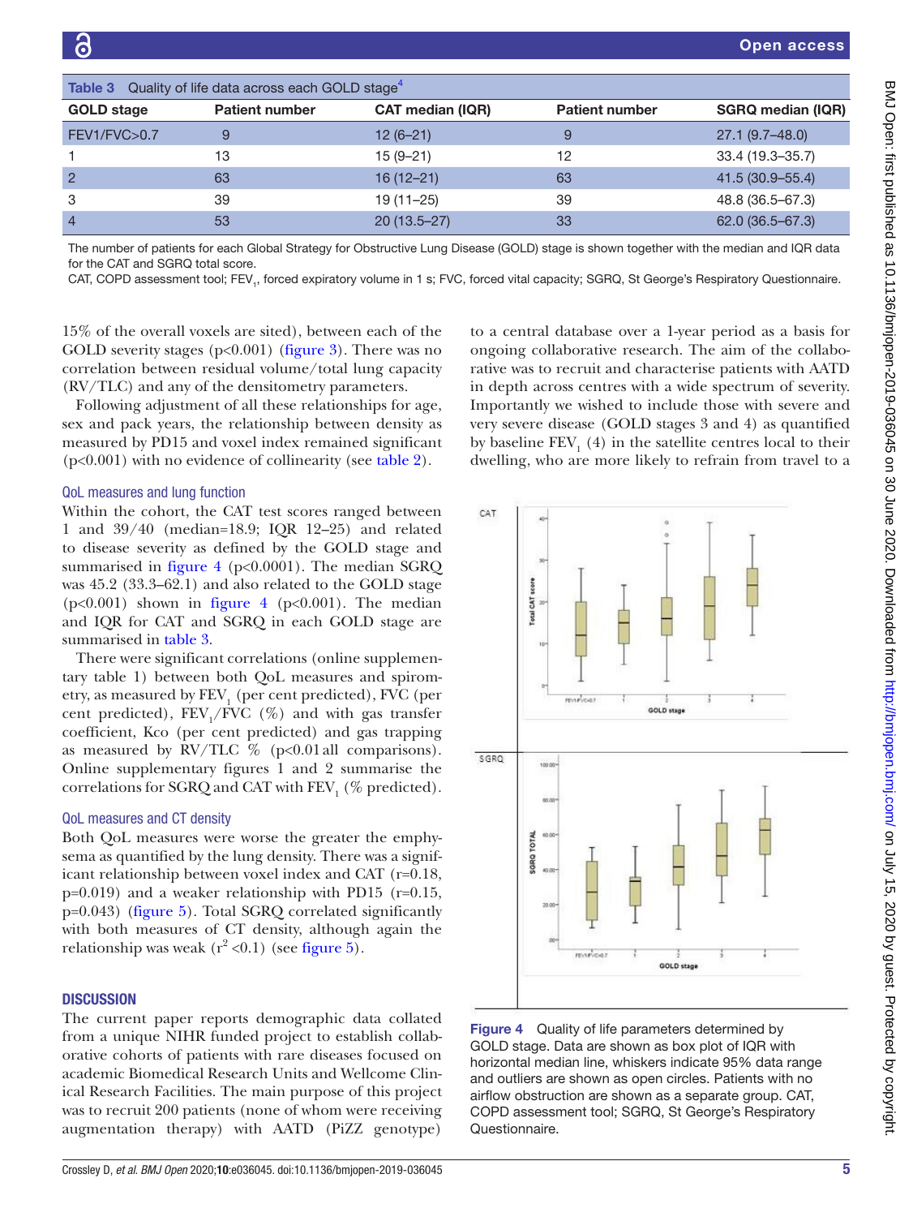**Table 3** Quality of life data across each GOLD stage[4]

| GOLD stage | Patient number | CAT median (IQR) | Patient number | SGRQ median (IQR) |
|---|---|---|---|---|
| FEV1/FVC>0.7 | 9 | 12 (6–21) | 9 | 27.1 (9.7–48.0) |
| 1 | 13 | 15 (9–21) | 12 | 33.4 (19.3–35.7) |
| 2 | 63 | 16 (12–21) | 63 | 41.5 (30.9–55.4) |
| 3 | 39 | 19 (11–25) | 39 | 48.8 (36.5–67.3) |
| 4 | 53 | 20 (13.5–27) | 33 | 62.0 (36.5–67.3) |

The number of patients for each Global Strategy for Obstructive Lung Disease (GOLD) stage is shown together with the median and IQR data for the CAT and SGRQ total score.

CAT, COPD assessment tool; $FEV_1$, forced expiratory volume in 1 s; FVC, forced vital capacity; SGRQ, St George's Respiratory Questionnaire.

15% of the overall voxels are sited), between each of the GOLD severity stages (p<0.001) (figure 3). There was no correlation between residual volume/total lung capacity (RV/TLC) and any of the densitometry parameters.

Following adjustment of all these relationships for age, sex and pack years, the relationship between density as measured by PD15 and voxel index remained significant (p<0.001) with no evidence of collinearity (see table 2).

### QoL measures and lung function

Within the cohort, the CAT test scores ranged between 1 and 39/40 (median=18.9; IQR 12–25) and related to disease severity as defined by the GOLD stage and summarised in figure 4 (p<0.0001). The median SGRQ was 45.2 (33.3–62.1) and also related to the GOLD stage (p<0.001) shown in figure 4 (p<0.001). The median and IQR for CAT and SGRQ in each GOLD stage are summarised in table 3.

There were significant correlations (online supplementary table 1) between both QoL measures and spirometry, as measured by $FEV_1$ (per cent predicted), FVC (per cent predicted), $FEV_1$/FVC (%) and with gas transfer coefficient, Kco (per cent predicted) and gas trapping as measured by RV/TLC % (p<0.01 all comparisons). Online supplementary figures 1 and 2 summarise the correlations for SGRQ and CAT with $FEV_1$ (% predicted).

### QoL measures and CT density

Both QoL measures were worse the greater the emphysema as quantified by the lung density. There was a significant relationship between voxel index and CAT (r=0.18, p=0.019) and a weaker relationship with PD15 (r=0.15, p=0.043) (figure 5). Total SGRQ correlated significantly with both measures of CT density, although again the relationship was weak ($r^2$ <0.1) (see figure 5).

## DISCUSSION

The current paper reports demographic data collated from a unique NIHR funded project to establish collaborative cohorts of patients with rare diseases focused on academic Biomedical Research Units and Wellcome Clinical Research Facilities. The main purpose of this project was to recruit 200 patients (none of whom were receiving augmentation therapy) with AATD (PiZZ genotype) to a central database over a 1-year period as a basis for ongoing collaborative research. The aim of the collaborative was to recruit and characterise patients with AATD in depth across centres with a wide spectrum of severity. Importantly we wished to include those with severe and very severe disease (GOLD stages 3 and 4) as quantified by baseline $FEV_1$ (4) in the satellite centres local to their dwelling, who are more likely to refrain from travel to a

**Figure 4** Quality of life parameters determined by GOLD stage. Data are shown as box plot of IQR with horizontal median line, whiskers indicate 95% data range and outliers are shown as open circles. Patients with no airflow obstruction are shown as a separate group. CAT, COPD assessment tool; SGRQ, St George's Respiratory Questionnaire.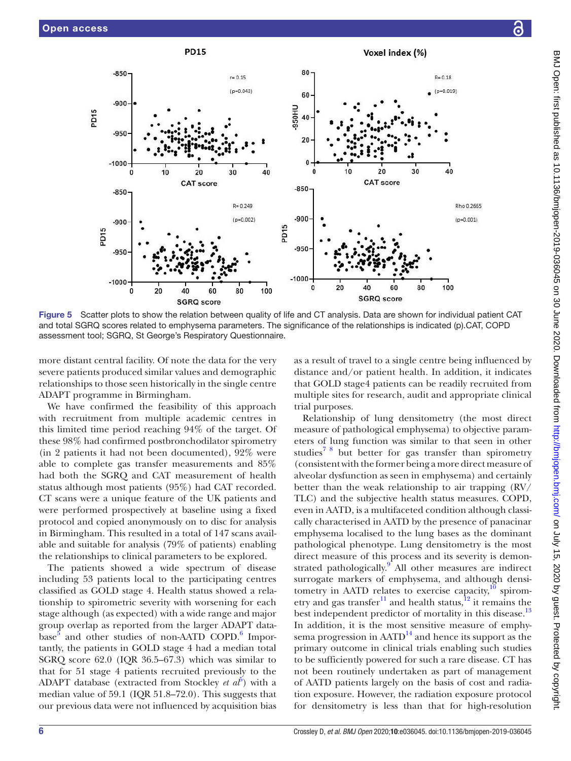Figure 5 Scatter plots to show the relation between quality of life and CT analysis. Data are shown for individual patient CAT and total SGRQ scores related to emphysema parameters. The significance of the relationships is indicated (p).CAT, COPD assessment tool; SGRQ, St George's Respiratory Questionnaire.

more distant central facility. Of note the data for the very severe patients produced similar values and demographic relationships to those seen historically in the single centre ADAPT programme in Birmingham.

We have confirmed the feasibility of this approach with recruitment from multiple academic centres in this limited time period reaching 94% of the target. Of these 98% had confirmed postbronchodilator spirometry (in 2 patients it had not been documented), 92% were able to complete gas transfer measurements and 85% had both the SGRQ and CAT measurement of health status although most patients (95%) had CAT recorded. CT scans were a unique feature of the UK patients and were performed prospectively at baseline using a fixed protocol and copied anonymously on to disc for analysis in Birmingham. This resulted in a total of 147 scans available and suitable for analysis (79% of patients) enabling the relationships to clinical parameters to be explored.

The patients showed a wide spectrum of disease including 53 patients local to the participating centres classified as GOLD stage 4. Health status showed a relationship to spirometric severity with worsening for each stage although (as expected) with a wide range and major group overlap as reported from the larger ADAPT database[5] and other studies of non-AATD COPD.[6] Importantly, the patients in GOLD stage 4 had a median total SGRQ score 62.0 (IQR 36.5–67.3) which was similar to that for 51 stage 4 patients recruited previously to the ADAPT database (extracted from Stockley *et al*[5]) with a median value of 59.1 (IQR 51.8–72.0). This suggests that our previous data were not influenced by acquisition bias as a result of travel to a single centre being influenced by distance and/or patient health. In addition, it indicates that GOLD stage4 patients can be readily recruited from multiple sites for research, audit and appropriate clinical trial purposes.

Relationship of lung densitometry (the most direct measure of pathological emphysema) to objective parameters of lung function was similar to that seen in other studies[7,8] but better for gas transfer than spirometry (consistent with the former being a more direct measure of alveolar dysfunction as seen in emphysema) and certainly better than the weak relationship to air trapping (RV/TLC) and the subjective health status measures. COPD, even in AATD, is a multifaceted condition although classically characterised in AATD by the presence of panacinar emphysema localised to the lung bases as the dominant pathological phenotype. Lung densitometry is the most direct measure of this process and its severity is demonstrated pathologically.[9] All other measures are indirect surrogate markers of emphysema, and although densitometry in AATD relates to exercise capacity,[10] spirometry and gas transfer[11] and health status,[12] it remains the best independent predictor of mortality in this disease.[13] In addition, it is the most sensitive measure of emphysema progression in AATD[14] and hence its support as the primary outcome in clinical trials enabling such studies to be sufficiently powered for such a rare disease. CT has not been routinely undertaken as part of management of AATD patients largely on the basis of cost and radiation exposure. However, the radiation exposure protocol for densitometry is less than that for high-resolution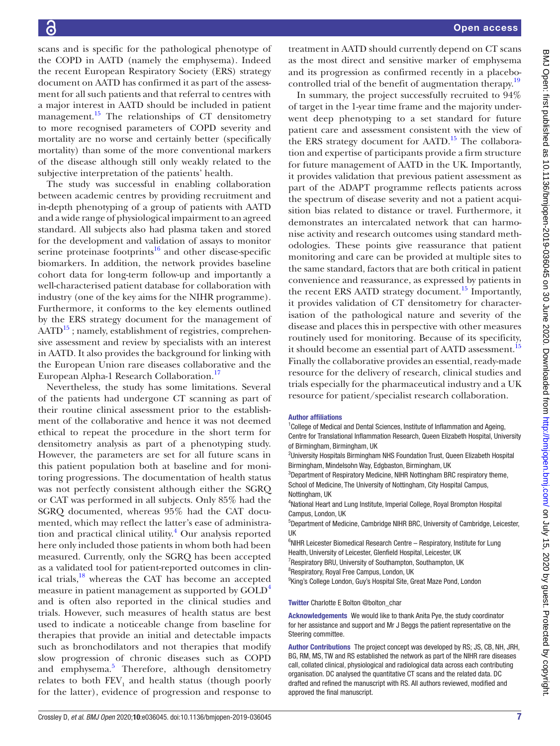scans and is specific for the pathological phenotype of the COPD in AATD (namely the emphysema). Indeed the recent European Respiratory Society (ERS) strategy document on AATD has confirmed it as part of the assessment for all such patients and that referral to centres with a major interest in AATD should be included in patient management.[15] The relationships of CT densitometry to more recognised parameters of COPD severity and mortality are no worse and certainly better (specifically mortality) than some of the more conventional markers of the disease although still only weakly related to the subjective interpretation of the patients' health.

The study was successful in enabling collaboration between academic centres by providing recruitment and in-depth phenotyping of a group of patients with AATD and a wide range of physiological impairment to an agreed standard. All subjects also had plasma taken and stored for the development and validation of assays to monitor serine proteinase footprints[16] and other disease-specific biomarkers. In addition, the network provides baseline cohort data for long-term follow-up and importantly a well-characterised patient database for collaboration with industry (one of the key aims for the NIHR programme). Furthermore, it conforms to the key elements outlined by the ERS strategy document for the management of AATD[15]; namely, establishment of registries, comprehensive assessment and review by specialists with an interest in AATD. It also provides the background for linking with the European Union rare diseases collaborative and the European Alpha-1 Research Collaboration.[17]

Nevertheless, the study has some limitations. Several of the patients had undergone CT scanning as part of their routine clinical assessment prior to the establishment of the collaborative and hence it was not deemed ethical to repeat the procedure in the short term for densitometry analysis as part of a phenotyping study. However, the parameters are set for all future scans in this patient population both at baseline and for monitoring progressions. The documentation of health status was not perfectly consistent although either the SGRQ or CAT was performed in all subjects. Only 85% had the SGRQ documented, whereas 95% had the CAT documented, which may reflect the latter's ease of administration and practical clinical utility.[4] Our analysis reported here only included those patients in whom both had been measured. Currently, only the SGRQ has been accepted as a validated tool for patient-reported outcomes in clinical trials,[18] whereas the CAT has become an accepted measure in patient management as supported by GOLD[4] and is often also reported in the clinical studies and trials. However, such measures of health status are best used to indicate a noticeable change from baseline for therapies that provide an initial and detectable impacts such as bronchodilators and not therapies that modify slow progression of chronic diseases such as COPD and emphysema.[5] Therefore, although densitometry relates to both $FEV_1$ and health status (though poorly for the latter), evidence of progression and response to treatment in AATD should currently depend on CT scans as the most direct and sensitive marker of emphysema and its progression as confirmed recently in a placebo-controlled trial of the benefit of augmentation therapy.[19]

In summary, the project successfully recruited to 94% of target in the 1-year time frame and the majority underwent deep phenotyping to a set standard for future patient care and assessment consistent with the view of the ERS strategy document for AATD.[15] The collaboration and expertise of participants provide a firm structure for future management of AATD in the UK. Importantly, it provides validation that previous patient assessment as part of the ADAPT programme reflects patients across the spectrum of disease severity and not a patient acquisition bias related to distance or travel. Furthermore, it demonstrates an intercalated network that can harmonise activity and research outcomes using standard methodologies. These points give reassurance that patient monitoring and care can be provided at multiple sites to the same standard, factors that are both critical in patient convenience and reassurance, as expressed by patients in the recent ERS AATD strategy document.[15] Importantly, it provides validation of CT densitometry for characterisation of the pathological nature and severity of the disease and places this in perspective with other measures routinely used for monitoring. Because of its specificity, it should become an essential part of AATD assessment.[15] Finally the collaborative provides an essential, ready-made resource for the delivery of research, clinical studies and trials especially for the pharmaceutical industry and a UK resource for patient/specialist research collaboration.

**Author affiliations**

[1]College of Medical and Dental Sciences, Institute of Inflammation and Ageing, Centre for Translational Inflammation Research, Queen Elizabeth Hospital, University of Birmingham, Birmingham, UK
[2]University Hospitals Birmingham NHS Foundation Trust, Queen Elizabeth Hospital Birmingham, Mindelsohn Way, Edgbaston, Birmingham, UK
[3]Department of Respiratory Medicine, NIHR Nottingham BRC respiratory theme, School of Medicine, The University of Nottingham, City Hospital Campus, Nottingham, UK
[4]National Heart and Lung Institute, Imperial College, Royal Brompton Hospital Campus, London, UK
[5]Department of Medicine, Cambridge NIHR BRC, University of Cambridge, Leicester, UK
[6]NIHR Leicester Biomedical Research Centre – Respiratory, Institute for Lung Health, University of Leicester, Glenfield Hospital, Leicester, UK
[7]Respiratory BRU, University of Southampton, Southampton, UK
[8]Respiratory, Royal Free Campus, London, UK
[9]King's College London, Guy's Hospital Site, Great Maze Pond, London

**Twitter** Charlotte E Bolton @bolton_char

**Acknowledgements** We would like to thank Anita Pye, the study coordinator for her assistance and support and Mr J Beggs the patient representative on the Steering committee.

**Author Contributions** The project concept was developed by RS; JS, CB, NH, JRH, BG, RM, MS, TW and RS established the network as part of the NIHR rare diseases call, collated clinical, physiological and radiological data across each contributing organisation. DC analysed the quantitative CT scans and the related data. DC drafted and refined the manuscript with RS. All authors reviewed, modified and approved the final manuscript.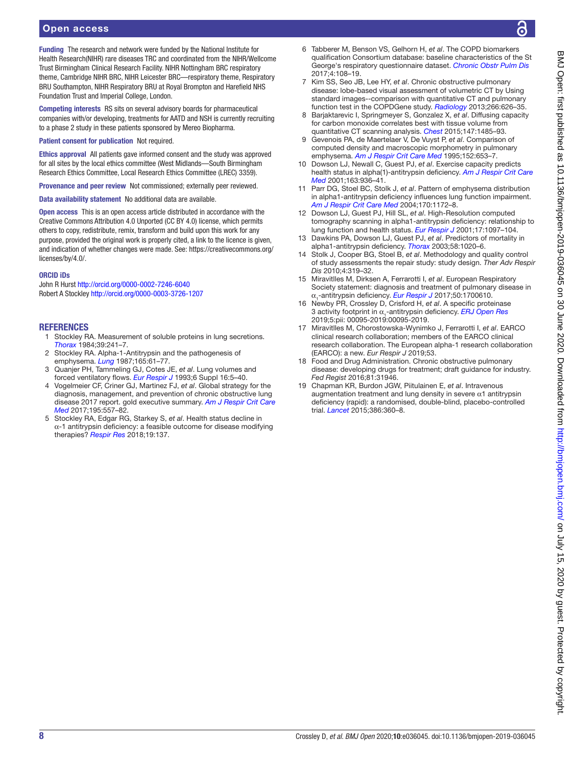**Funding** The research and network were funded by the National Institute for Health Research(NIHR) rare diseases TRC and coordinated from the NIHR/Wellcome Trust Birmingham Clinical Research Facility. NIHR Nottingham BRC respiratory theme, Cambridge NIHR BRC, NIHR Leicester BRC—respiratory theme, Respiratory BRU Southampton, NIHR Respiratory BRU at Royal Brompton and Harefield NHS Foundation Trust and Imperial College, London.

**Competing interests** RS sits on several advisory boards for pharmaceutical companies with/or developing, treatments for AATD and NSH is currently recruiting to a phase 2 study in these patients sponsored by Mereo Biopharma.

**Patient consent for publication** Not required.

**Ethics approval** All patients gave informed consent and the study was approved for all sites by the local ethics committee (West Midlands—South Birmingham Research Ethics Committee, Local Research Ethics Committee (LREC) 3359).

**Provenance and peer review** Not commissioned; externally peer reviewed.

**Data availability statement** No additional data are available.

**Open access** This is an open access article distributed in accordance with the Creative Commons Attribution 4.0 Unported (CC BY 4.0) license, which permits others to copy, redistribute, remix, transform and build upon this work for any purpose, provided the original work is properly cited, a link to the licence is given, and indication of whether changes were made. See: https://creativecommons.org/licenses/by/4.0/.

**ORCID iDs**

John R Hurst http://orcid.org/0000-0002-7246-6040
Robert A Stockley http://orcid.org/0000-0003-3726-1207

## REFERENCES

1. Stockley RA. Measurement of soluble proteins in lung secretions. *Thorax* 1984;39:241–7.
2. Stockley RA. Alpha-1-Antitrypsin and the pathogenesis of emphysema. *Lung* 1987;165:61–77.
3. Quanjer PH, Tammeling GJ, Cotes JE, *et al*. Lung volumes and forced ventilatory flows. *Eur Respir J* 1993;6 Suppl 16:5–40.
4. Vogelmeier CF, Criner GJ, Martinez FJ, *et al*. Global strategy for the diagnosis, management, and prevention of chronic obstructive lung disease 2017 report. gold executive summary. *Am J Respir Crit Care Med* 2017;195:557–82.
5. Stockley RA, Edgar RG, Starkey S, *et al*. Health status decline in α-1 antitrypsin deficiency: a feasible outcome for disease modifying therapies? *Respir Res* 2018;19:137.
6. Tabberer M, Benson VS, Gelhorn H, *et al*. The COPD biomarkers qualification Consortium database: baseline characteristics of the St George's respiratory questionnaire dataset. *Chronic Obstr Pulm Dis* 2017;4:108–19.
7. Kim SS, Seo JB, Lee HY, *et al*. Chronic obstructive pulmonary disease: lobe-based visual assessment of volumetric CT by Using standard images--comparison with quantitative CT and pulmonary function test in the COPDGene study. *Radiology* 2013;266:626–35.
8. Barjaktarevic I, Springmeyer S, Gonzalez X, *et al*. Diffusing capacity for carbon monoxide correlates best with tissue volume from quantitative CT scanning analysis. *Chest* 2015;147:1485–93.
9. Gevenois PA, de Maertelaer V, De Vuyst P, *et al*. Comparison of computed density and macroscopic morphometry in pulmonary emphysema. *Am J Respir Crit Care Med* 1995;152:653–7.
10. Dowson LJ, Newall C, Guest PJ, *et al*. Exercise capacity predicts health status in alpha(1)-antitrypsin deficiency. *Am J Respir Crit Care Med* 2001;163:936–41.
11. Parr DG, Stoel BC, Stolk J, *et al*. Pattern of emphysema distribution in alpha1-antitrypsin deficiency influences lung function impairment. *Am J Respir Crit Care Med* 2004;170:1172–8.
12. Dowson LJ, Guest PJ, Hill SL, *et al*. High-Resolution computed tomography scanning in alpha1-antitrypsin deficiency: relationship to lung function and health status. *Eur Respir J* 2001;17:1097–104.
13. Dawkins PA, Dowson LJ, Guest PJ, *et al*. Predictors of mortality in alpha1-antitrypsin deficiency. *Thorax* 2003;58:1020–6.
14. Stolk J, Cooper BG, Stoel B, *et al*. Methodology and quality control of study assessments the repair study: study design. *Ther Adv Respir Dis* 2010;4:319–32.
15. Miravitlles M, Dirksen A, Ferrarotti I, *et al*. European Respiratory Society statement: diagnosis and treatment of pulmonary disease in $\alpha_1$-antitrypsin deficiency. *Eur Respir J* 2017;50:1700610.
16. Newby PR, Crossley D, Crisford H, *et al*. A specific proteinase 3 activity footprint in $\alpha_1$-antitrypsin deficiency. *ERJ Open Res* 2019;5:pii: 00095-2019:00095-2019.
17. Miravitlles M, Chorostowska-Wynimko J, Ferrarotti I, *et al*. EARCO clinical research collaboration; members of the EARCO clinical research collaboration. The European alpha-1 research collaboration (EARCO): a new. *Eur Respir J* 2019;53.
18. Food and Drug Administration. Chronic obstructive pulmonary disease: developing drugs for treatment; draft guidance for industry. *Fed Regist* 2016;81:31946.
19. Chapman KR, Burdon JGW, Piitulainen E, *et al*. Intravenous augmentation treatment and lung density in severe α1 antitrypsin deficiency (rapid): a randomised, double-blind, placebo-controlled trial. *Lancet* 2015;386:360–8.